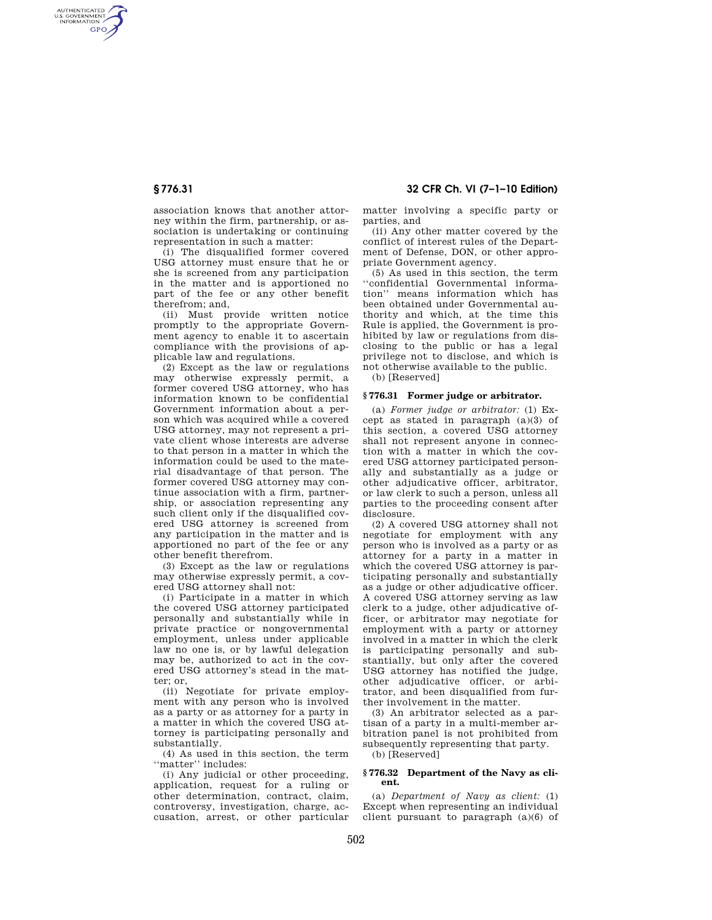association knows that another attorney within the firm, partnership, or association is undertaking or continuing representation in such a matter:

(i) The disqualified former covered USG attorney must ensure that he or she is screened from any participation in the matter and is apportioned no part of the fee or any other benefit therefrom; and,

(ii) Must provide written notice promptly to the appropriate Government agency to enable it to ascertain compliance with the provisions of applicable law and regulations.

(2) Except as the law or regulations may otherwise expressly permit, a former covered USG attorney, who has information known to be confidential Government information about a person which was acquired while a covered USG attorney, may not represent a private client whose interests are adverse to that person in a matter in which the information could be used to the material disadvantage of that person. The former covered USG attorney may continue association with a firm, partnership, or association representing any such client only if the disqualified covered USG attorney is screened from any participation in the matter and is apportioned no part of the fee or any other benefit therefrom.

(3) Except as the law or regulations may otherwise expressly permit, a covered USG attorney shall not:

(i) Participate in a matter in which the covered USG attorney participated personally and substantially while in private practice or nongovernmental employment, unless under applicable law no one is, or by lawful delegation may be, authorized to act in the covered USG attorney's stead in the matter; or,

(ii) Negotiate for private employment with any person who is involved as a party or as attorney for a party in a matter in which the covered USG attorney is participating personally and substantially.

(4) As used in this section, the term "matter" includes:

(i) Any judicial or other proceeding, application, request for a ruling or other determination, contract, claim, controversy, investigation, charge, accusation, arrest, or other particular matter involving a specific party or parties, and

(ii) Any other matter covered by the conflict of interest rules of the Department of Defense, DON, or other appropriate Government agency.

(5) As used in this section, the term "confidential Governmental information" means information which has been obtained under Governmental authority and which, at the time this Rule is applied, the Government is prohibited by law or regulations from disclosing to the public or has a legal privilege not to disclose, and which is not otherwise available to the public.

(b) [Reserved]

## § 776.31 Former judge or arbitrator.

(a) *Former judge or arbitrator:* (1) Except as stated in paragraph (a)(3) of this section, a covered USG attorney shall not represent anyone in connection with a matter in which the covered USG attorney participated personally and substantially as a judge or other adjudicative officer, arbitrator, or law clerk to such a person, unless all parties to the proceeding consent after disclosure.

(2) A covered USG attorney shall not negotiate for employment with any person who is involved as a party or as attorney for a party in a matter in which the covered USG attorney is participating personally and substantially as a judge or other adjudicative officer. A covered USG attorney serving as law clerk to a judge, other adjudicative officer, or arbitrator may negotiate for employment with a party or attorney involved in a matter in which the clerk is participating personally and substantially, but only after the covered USG attorney has notified the judge, other adjudicative officer, or arbitrator, and been disqualified from further involvement in the matter.

(3) An arbitrator selected as a partisan of a party in a multi-member arbitration panel is not prohibited from subsequently representing that party.

(b) [Reserved]

## § 776.32 Department of the Navy as client.

(a) *Department of Navy as client:* (1) Except when representing an individual client pursuant to paragraph (a)(6) of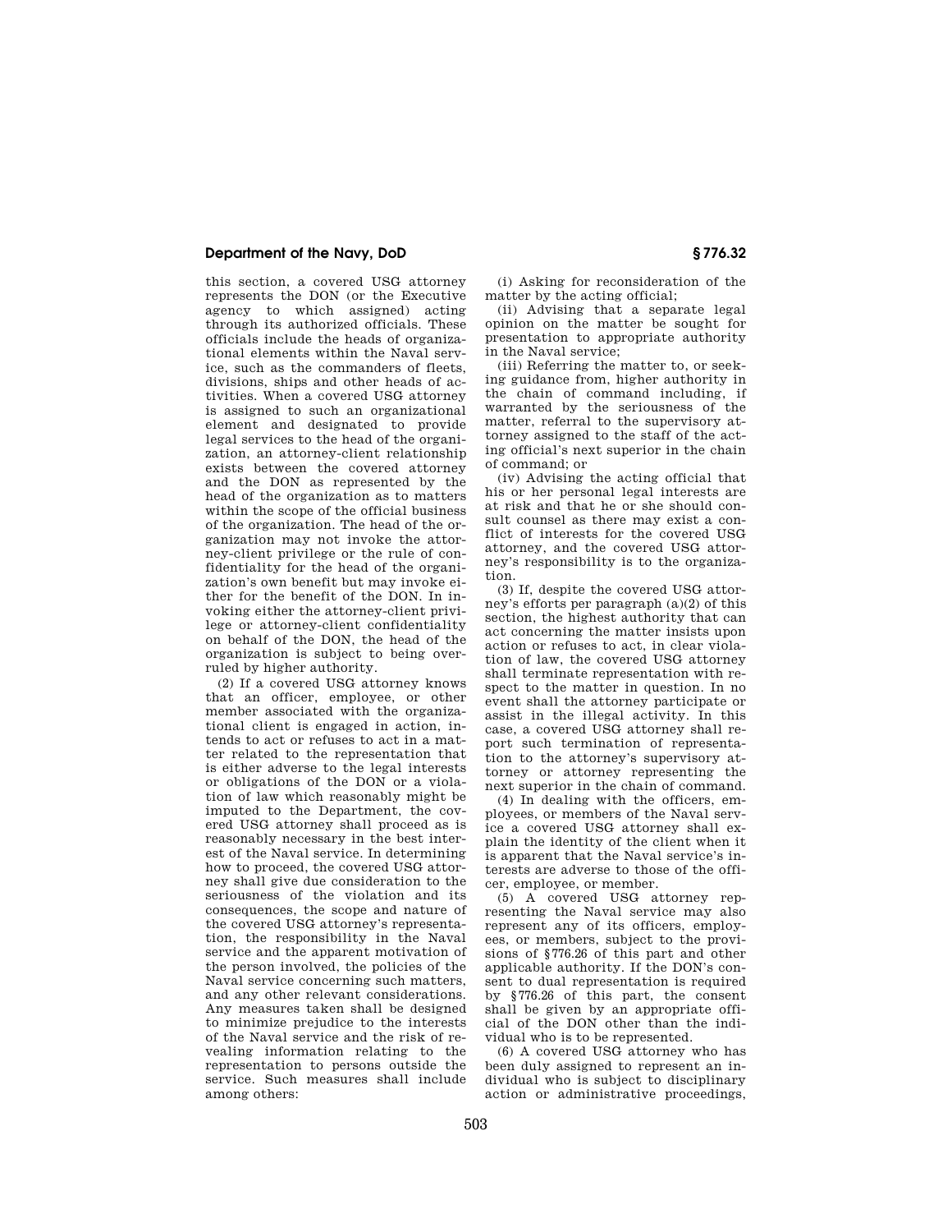this section, a covered USG attorney represents the DON (or the Executive agency to which assigned) acting through its authorized officials. These officials include the heads of organizational elements within the Naval service, such as the commanders of fleets, divisions, ships and other heads of activities. When a covered USG attorney is assigned to such an organizational element and designated to provide legal services to the head of the organization, an attorney-client relationship exists between the covered attorney and the DON as represented by the head of the organization as to matters within the scope of the official business of the organization. The head of the organization may not invoke the attorney-client privilege or the rule of confidentiality for the head of the organization's own benefit but may invoke either for the benefit of the DON. In invoking either the attorney-client privilege or attorney-client confidentiality on behalf of the DON, the head of the organization is subject to being overruled by higher authority.

(2) If a covered USG attorney knows that an officer, employee, or other member associated with the organizational client is engaged in action, intends to act or refuses to act in a matter related to the representation that is either adverse to the legal interests or obligations of the DON or a violation of law which reasonably might be imputed to the Department, the covered USG attorney shall proceed as is reasonably necessary in the best interest of the Naval service. In determining how to proceed, the covered USG attorney shall give due consideration to the seriousness of the violation and its consequences, the scope and nature of the covered USG attorney's representation, the responsibility in the Naval service and the apparent motivation of the person involved, the policies of the Naval service concerning such matters, and any other relevant considerations. Any measures taken shall be designed to minimize prejudice to the interests of the Naval service and the risk of revealing information relating to the representation to persons outside the service. Such measures shall include among others:

(i) Asking for reconsideration of the matter by the acting official;

(ii) Advising that a separate legal opinion on the matter be sought for presentation to appropriate authority in the Naval service;

(iii) Referring the matter to, or seeking guidance from, higher authority in the chain of command including, if warranted by the seriousness of the matter, referral to the supervisory attorney assigned to the staff of the acting official's next superior in the chain of command; or

(iv) Advising the acting official that his or her personal legal interests are at risk and that he or she should consult counsel as there may exist a conflict of interests for the covered USG attorney, and the covered USG attorney's responsibility is to the organization.

(3) If, despite the covered USG attorney's efforts per paragraph (a)(2) of this section, the highest authority that can act concerning the matter insists upon action or refuses to act, in clear violation of law, the covered USG attorney shall terminate representation with respect to the matter in question. In no event shall the attorney participate or assist in the illegal activity. In this case, a covered USG attorney shall report such termination of representation to the attorney's supervisory attorney or attorney representing the next superior in the chain of command.

(4) In dealing with the officers, employees, or members of the Naval service a covered USG attorney shall explain the identity of the client when it is apparent that the Naval service's interests are adverse to those of the officer, employee, or member.

(5) A covered USG attorney representing the Naval service may also represent any of its officers, employees, or members, subject to the provisions of §776.26 of this part and other applicable authority. If the DON's consent to dual representation is required by §776.26 of this part, the consent shall be given by an appropriate official of the DON other than the individual who is to be represented.

(6) A covered USG attorney who has been duly assigned to represent an individual who is subject to disciplinary action or administrative proceedings,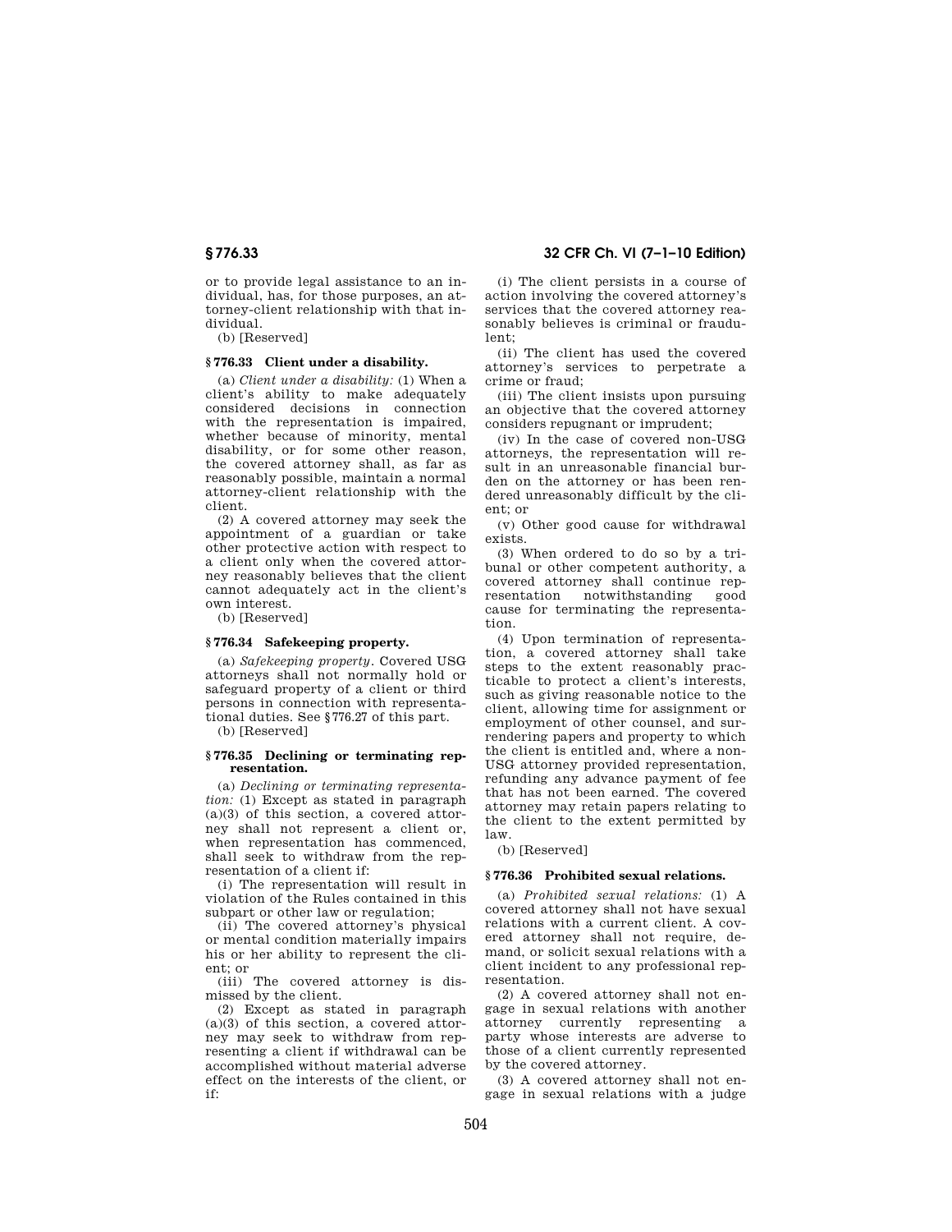or to provide legal assistance to an individual, has, for those purposes, an attorney-client relationship with that individual.

(b) [Reserved]

### § 776.33 Client under a disability.

(a) *Client under a disability:* (1) When a client's ability to make adequately considered decisions in connection with the representation is impaired, whether because of minority, mental disability, or for some other reason, the covered attorney shall, as far as reasonably possible, maintain a normal attorney-client relationship with the client.

(2) A covered attorney may seek the appointment of a guardian or take other protective action with respect to a client only when the covered attorney reasonably believes that the client cannot adequately act in the client's own interest.

(b) [Reserved]

### § 776.34 Safekeeping property.

(a) *Safekeeping property.* Covered USG attorneys shall not normally hold or safeguard property of a client or third persons in connection with representational duties. See § 776.27 of this part.

(b) [Reserved]

### § 776.35 Declining or terminating representation.

(a) *Declining or terminating representation:* (1) Except as stated in paragraph (a)(3) of this section, a covered attorney shall not represent a client or, when representation has commenced, shall seek to withdraw from the representation of a client if:

(i) The representation will result in violation of the Rules contained in this subpart or other law or regulation;

(ii) The covered attorney's physical or mental condition materially impairs his or her ability to represent the client; or

(iii) The covered attorney is dismissed by the client.

(2) Except as stated in paragraph (a)(3) of this section, a covered attorney may seek to withdraw from representing a client if withdrawal can be accomplished without material adverse effect on the interests of the client, or if:

(i) The client persists in a course of action involving the covered attorney's services that the covered attorney reasonably believes is criminal or fraudulent;

(ii) The client has used the covered attorney's services to perpetrate a crime or fraud;

(iii) The client insists upon pursuing an objective that the covered attorney considers repugnant or imprudent;

(iv) In the case of covered non-USG attorneys, the representation will result in an unreasonable financial burden on the attorney or has been rendered unreasonably difficult by the client; or

(v) Other good cause for withdrawal exists.

(3) When ordered to do so by a tribunal or other competent authority, a covered attorney shall continue representation notwithstanding good cause for terminating the representation.

(4) Upon termination of representation, a covered attorney shall take steps to the extent reasonably practicable to protect a client's interests, such as giving reasonable notice to the client, allowing time for assignment or employment of other counsel, and surrendering papers and property to which the client is entitled and, where a non-USG attorney provided representation, refunding any advance payment of fee that has not been earned. The covered attorney may retain papers relating to the client to the extent permitted by law.

(b) [Reserved]

### § 776.36 Prohibited sexual relations.

(a) *Prohibited sexual relations:* (1) A covered attorney shall not have sexual relations with a current client. A covered attorney shall not require, demand, or solicit sexual relations with a client incident to any professional representation.

(2) A covered attorney shall not engage in sexual relations with another attorney currently representing a party whose interests are adverse to those of a client currently represented by the covered attorney.

(3) A covered attorney shall not engage in sexual relations with a judge